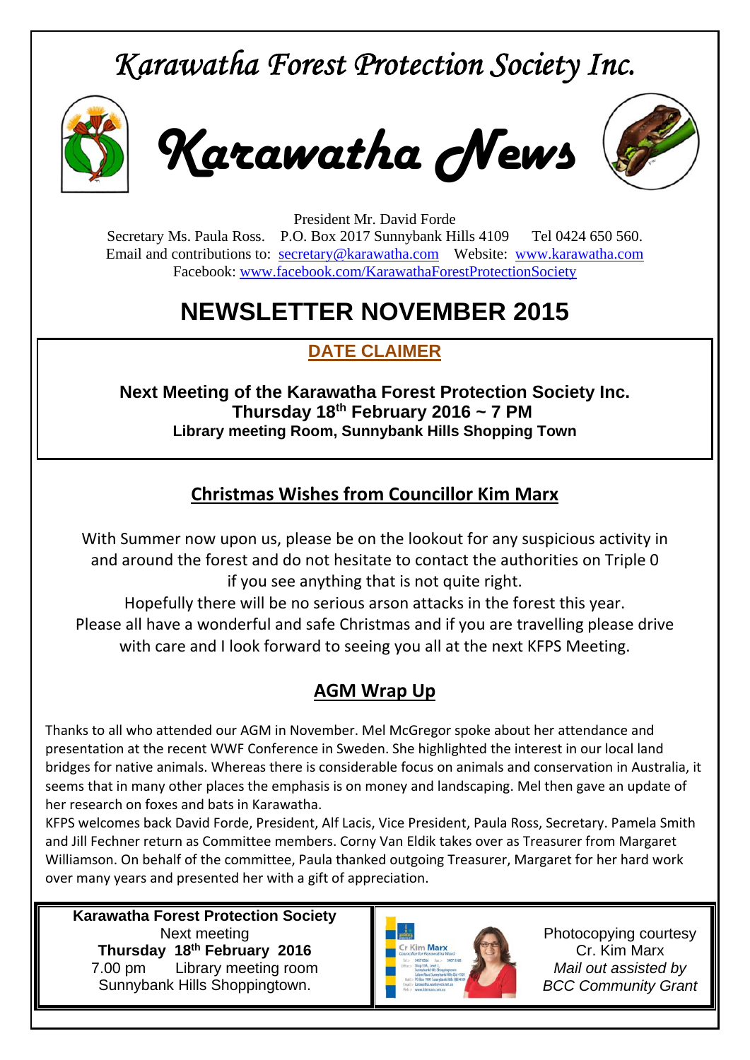# *Karawatha Forest Protection Society Inc.*

# *Karawatha News*

President Mr. David Forde
Secretary Ms. Paula Ross. P.O. Box 2017 Sunnybank Hills 4109 Tel 0424 650 560.
Email and contributions to: secretary@karawatha.com Website: www.karawatha.com
Facebook: www.facebook.com/KarawathaForestProtectionSociety

## NEWSLETTER NOVEMBER 2015

### DATE CLAIMER

**Next Meeting of the Karawatha Forest Protection Society Inc.**
**Thursday 18th February 2016 ~ 7 PM**
**Library meeting Room, Sunnybank Hills Shopping Town**

### Christmas Wishes from Councillor Kim Marx

With Summer now upon us, please be on the lookout for any suspicious activity in and around the forest and do not hesitate to contact the authorities on Triple 0 if you see anything that is not quite right.
Hopefully there will be no serious arson attacks in the forest this year.
Please all have a wonderful and safe Christmas and if you are travelling please drive with care and I look forward to seeing you all at the next KFPS Meeting.

### AGM Wrap Up

Thanks to all who attended our AGM in November. Mel McGregor spoke about her attendance and presentation at the recent WWF Conference in Sweden. She highlighted the interest in our local land bridges for native animals. Whereas there is considerable focus on animals and conservation in Australia, it seems that in many other places the emphasis is on money and landscaping. Mel then gave an update of her research on foxes and bats in Karawatha.
KFPS welcomes back David Forde, President, Alf Lacis, Vice President, Paula Ross, Secretary. Pamela Smith and Jill Fechner return as Committee members. Corny Van Eldik takes over as Treasurer from Margaret Williamson. On behalf of the committee, Paula thanked outgoing Treasurer, Margaret for her hard work over many years and presented her with a gift of appreciation.

**Karawatha Forest Protection Society**
Next meeting
**Thursday 18th February 2016**
7.00 pm Library meeting room
Sunnybank Hills Shoppingtown.

Photocopying courtesy
Cr. Kim Marx
*Mail out assisted by*
*BCC Community Grant*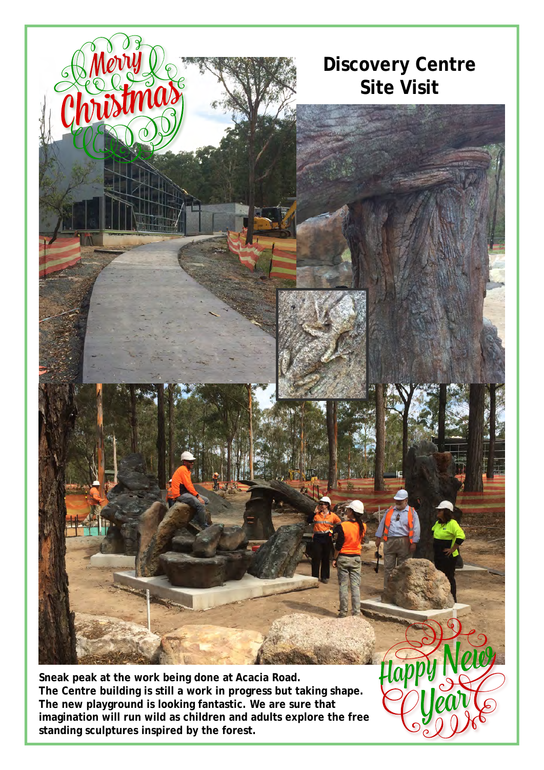Merry Christmas

# Discovery Centre Site Visit

**Sneak peak at the work being done at Acacia Road.**
**The Centre building is still a work in progress but taking shape.**
**The new playground is looking fantastic. We are sure that imagination will run wild as children and adults explore the free standing sculptures inspired by the forest.**

Happy New Year